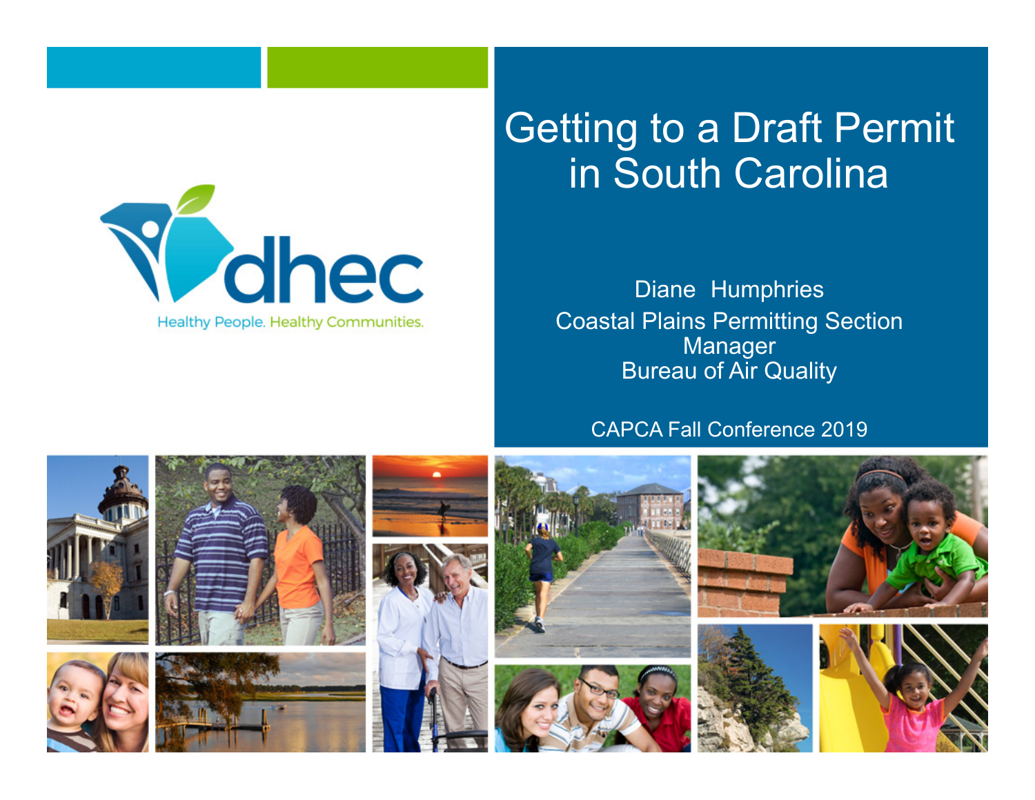# Getting to a Draft Permit in South Carolina

Diane Humphries
Coastal Plains Permitting Section Manager
Bureau of Air Quality

CAPCA Fall Conference 2019

dhec

Healthy People. Healthy Communities.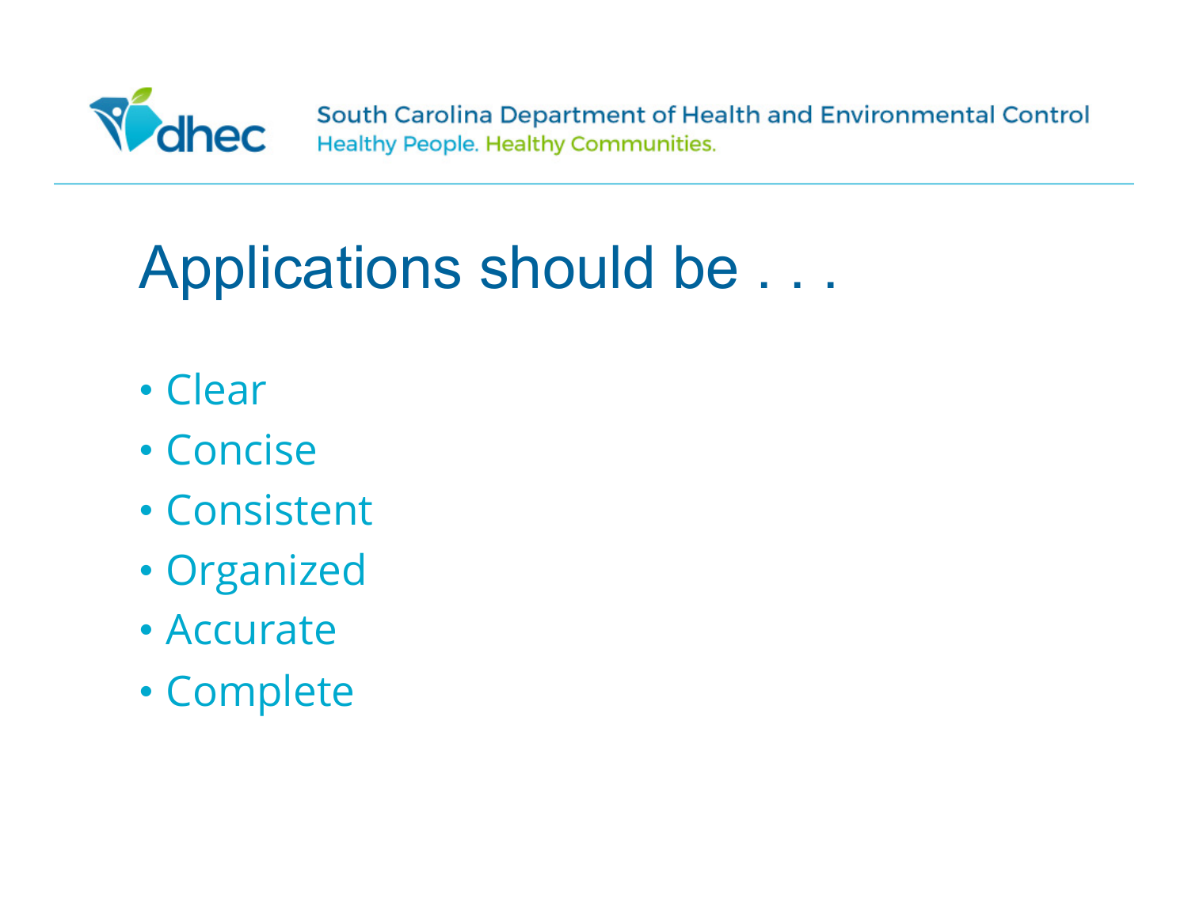# Applications should be . . .

- Clear
- Concise
- Consistent
- Organized
- Accurate
- Complete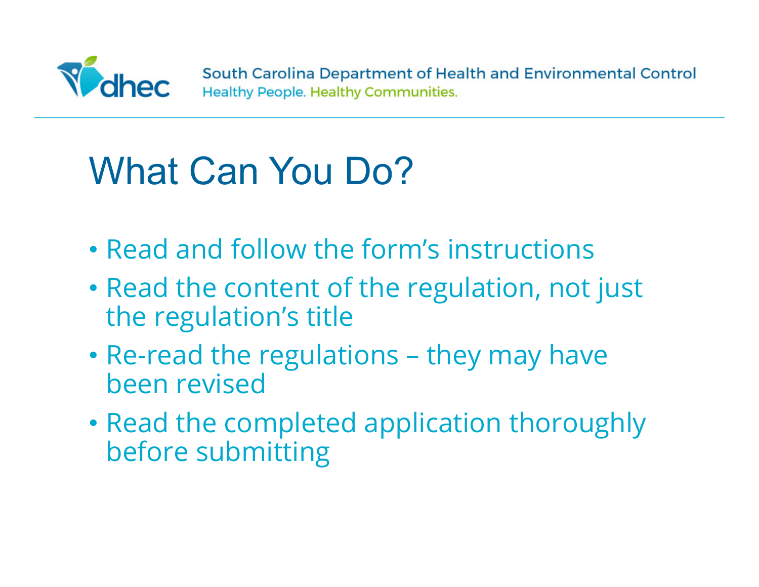# What Can You Do?

- Read and follow the form's instructions
- Read the content of the regulation, not just the regulation's title
- Re-read the regulations – they may have been revised
- Read the completed application thoroughly before submitting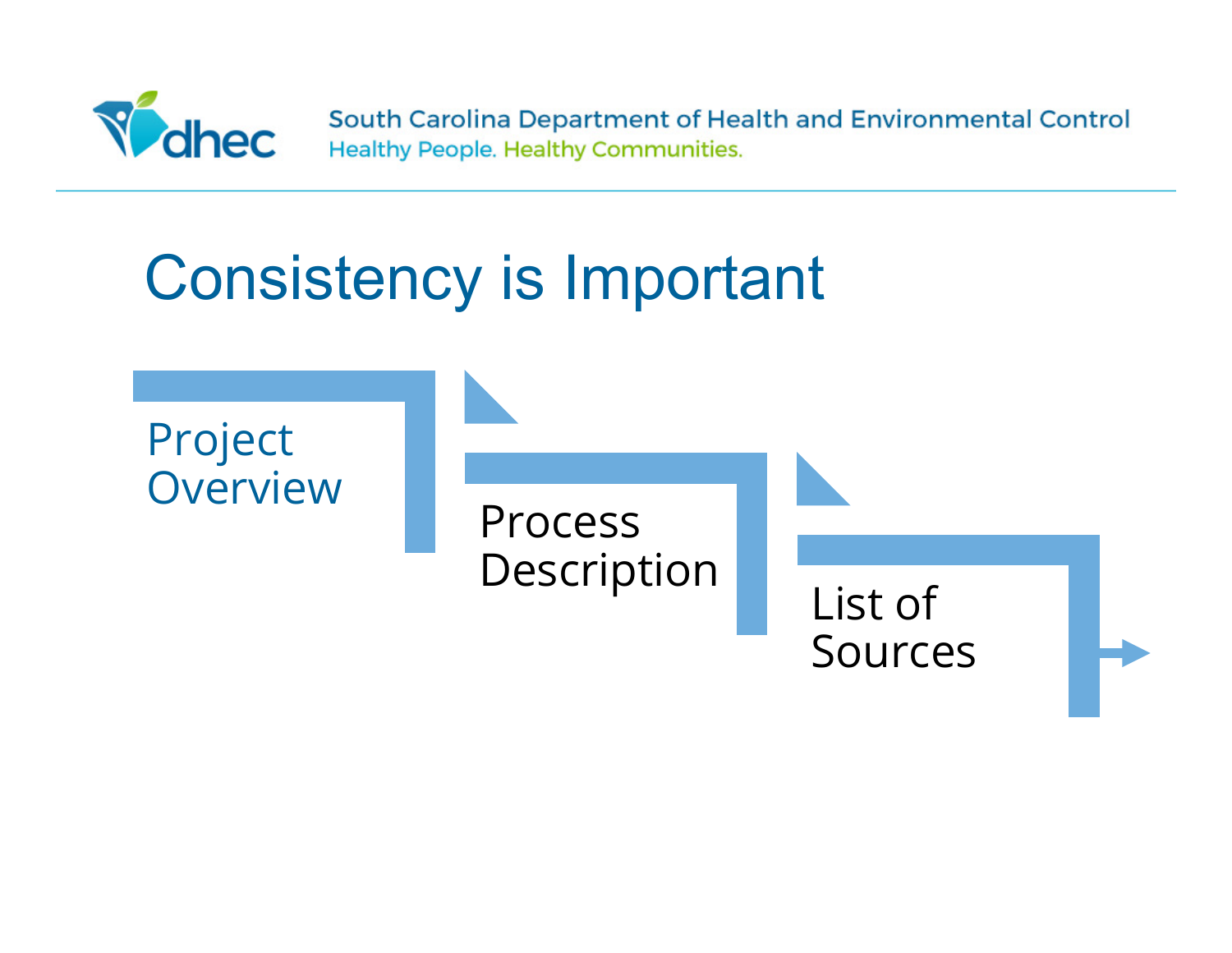# Consistency is Important

- Project Overview
- Process Description
- List of Sources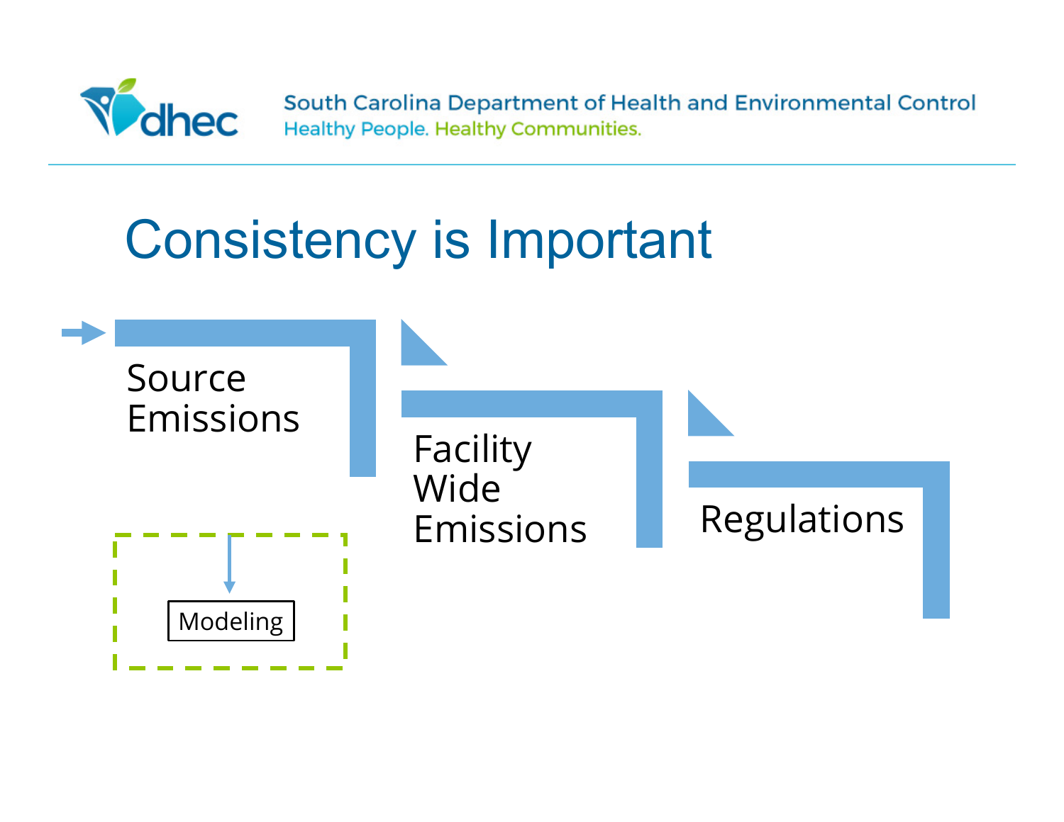# Consistency is Important

Source Emissions

Facility Wide Emissions

Regulations

Modeling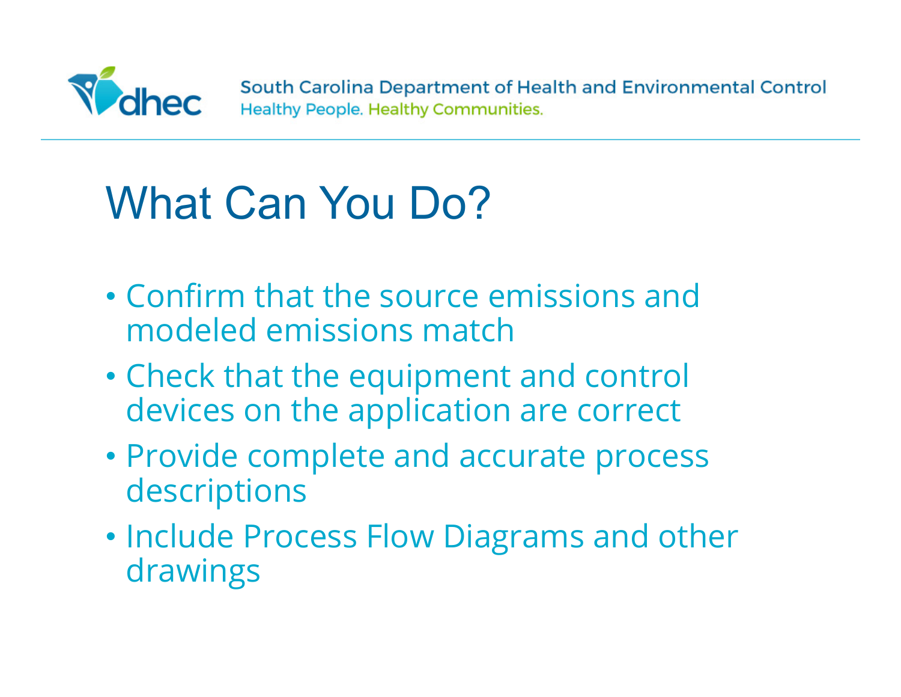# What Can You Do?

- Confirm that the source emissions and modeled emissions match
- Check that the equipment and control devices on the application are correct
- Provide complete and accurate process descriptions
- Include Process Flow Diagrams and other drawings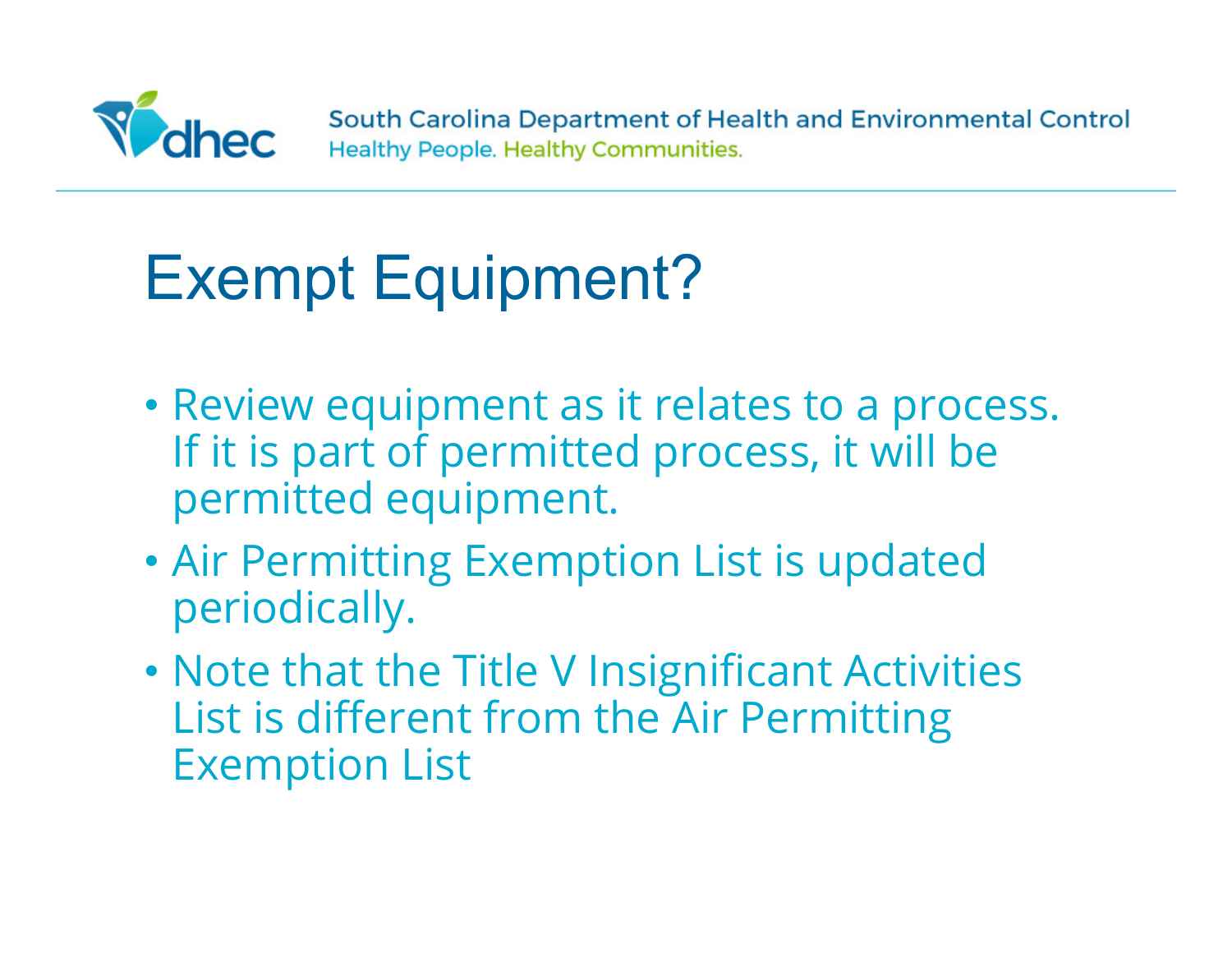# Exempt Equipment?

- Review equipment as it relates to a process. If it is part of permitted process, it will be permitted equipment.
- Air Permitting Exemption List is updated periodically.
- Note that the Title V Insignificant Activities List is different from the Air Permitting Exemption List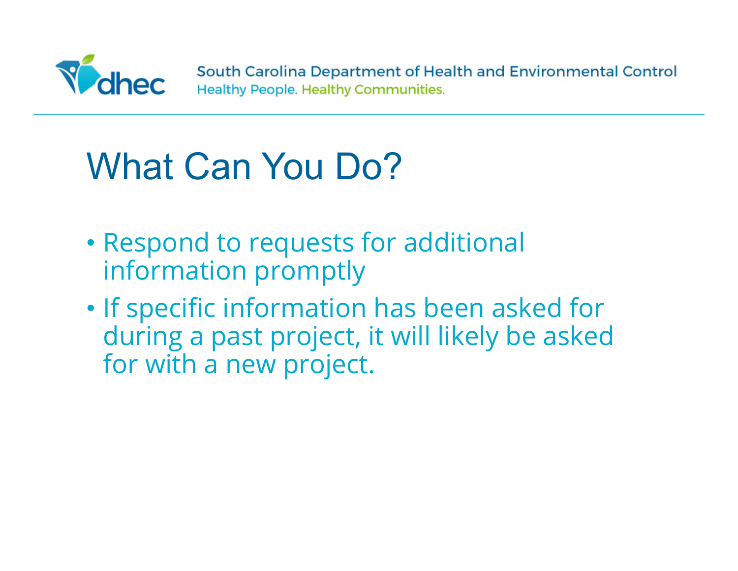# What Can You Do?

- Respond to requests for additional information promptly
- If specific information has been asked for during a past project, it will likely be asked for with a new project.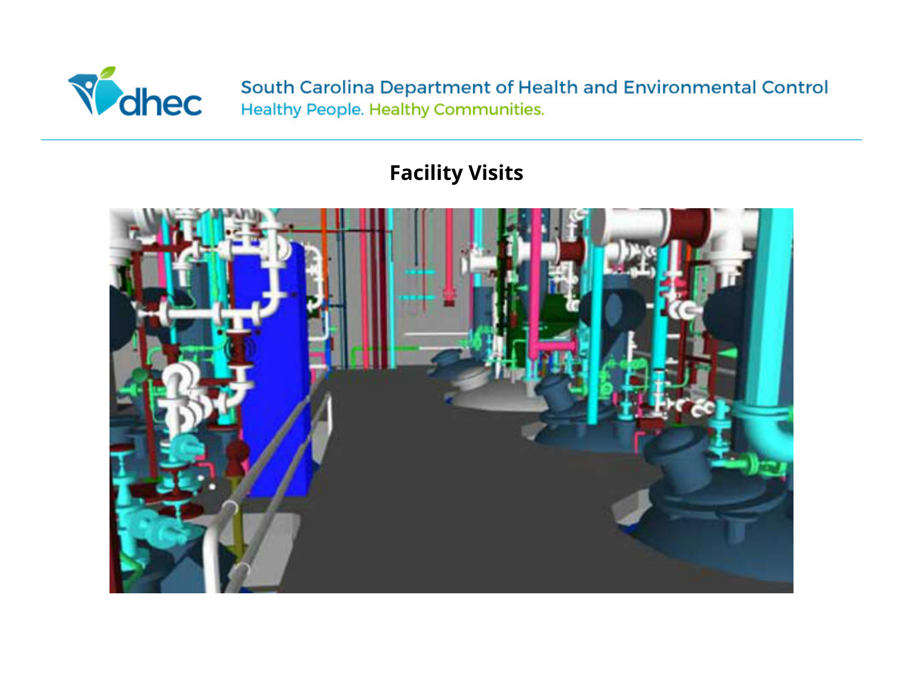# Facility Visits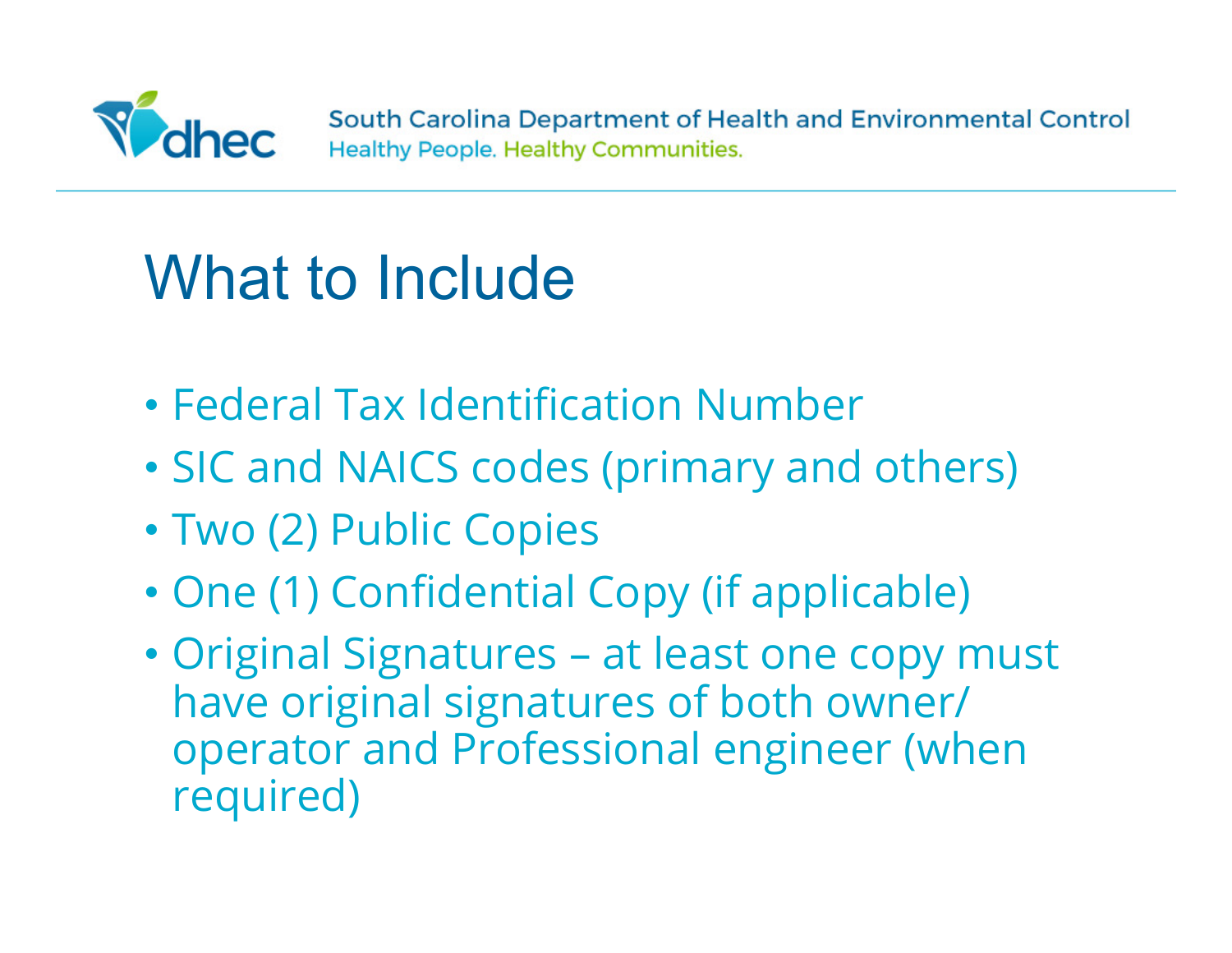# What to Include

- Federal Tax Identification Number
- SIC and NAICS codes (primary and others)
- Two (2) Public Copies
- One (1) Confidential Copy (if applicable)
- Original Signatures – at least one copy must have original signatures of both owner/ operator and Professional engineer (when required)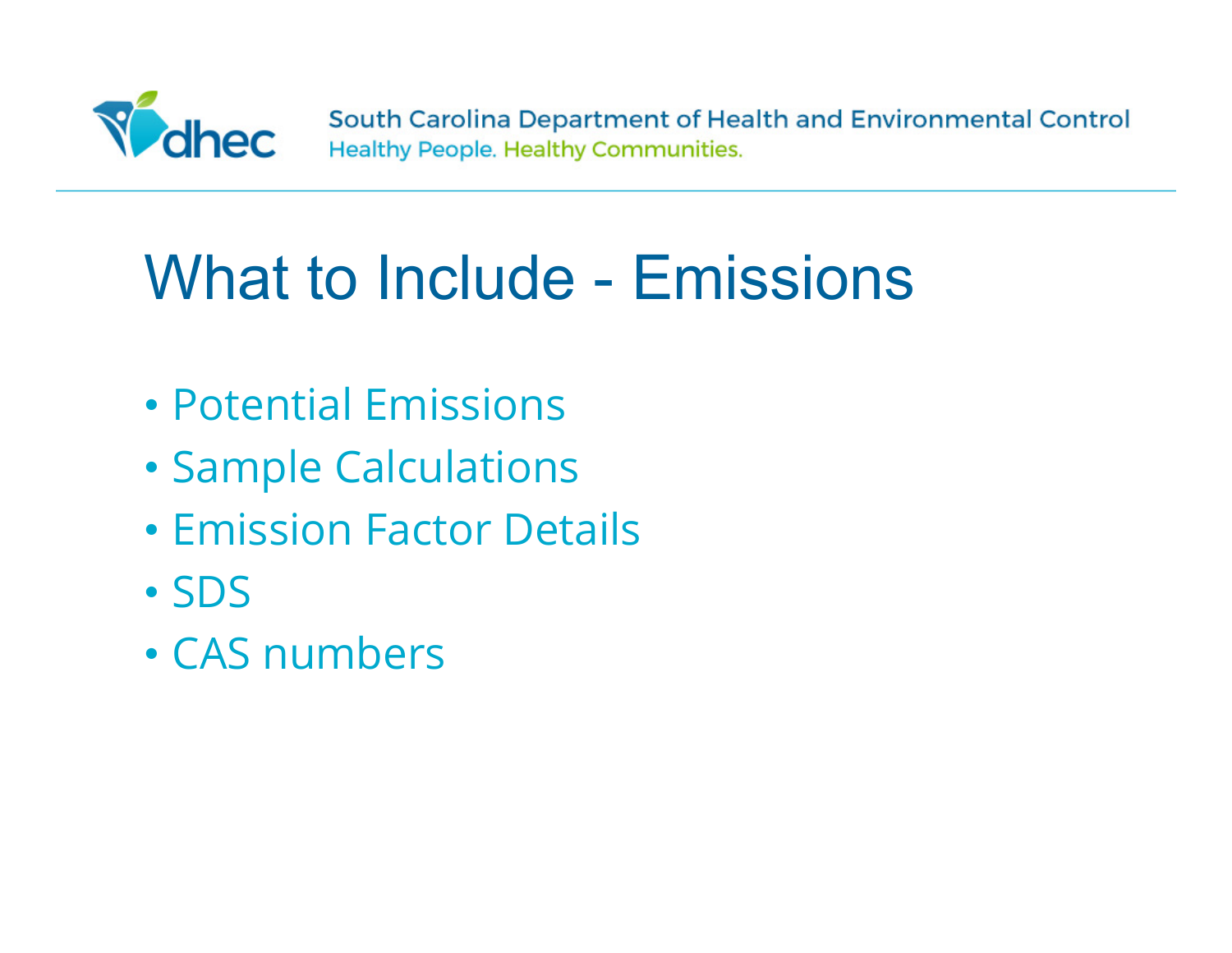# What to Include - Emissions

- Potential Emissions
- Sample Calculations
- Emission Factor Details
- SDS
- CAS numbers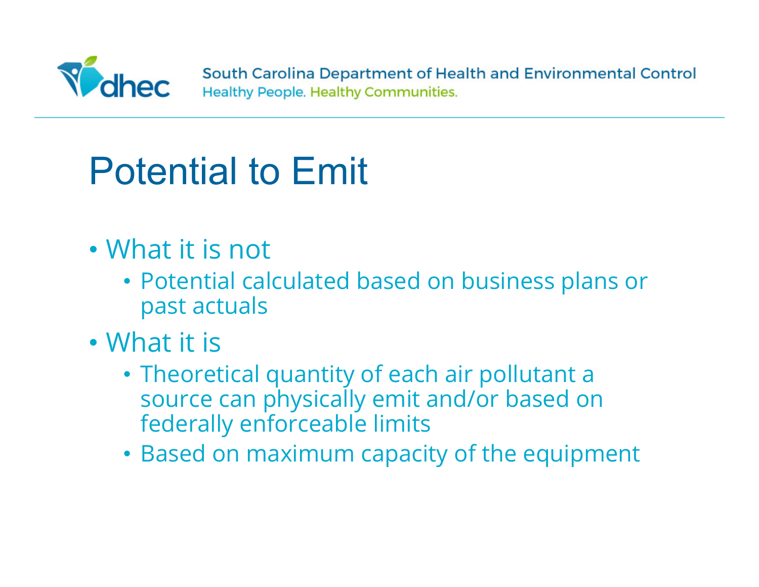# Potential to Emit

- What it is not
  - Potential calculated based on business plans or past actuals
- What it is
  - Theoretical quantity of each air pollutant a source can physically emit and/or based on federally enforceable limits
  - Based on maximum capacity of the equipment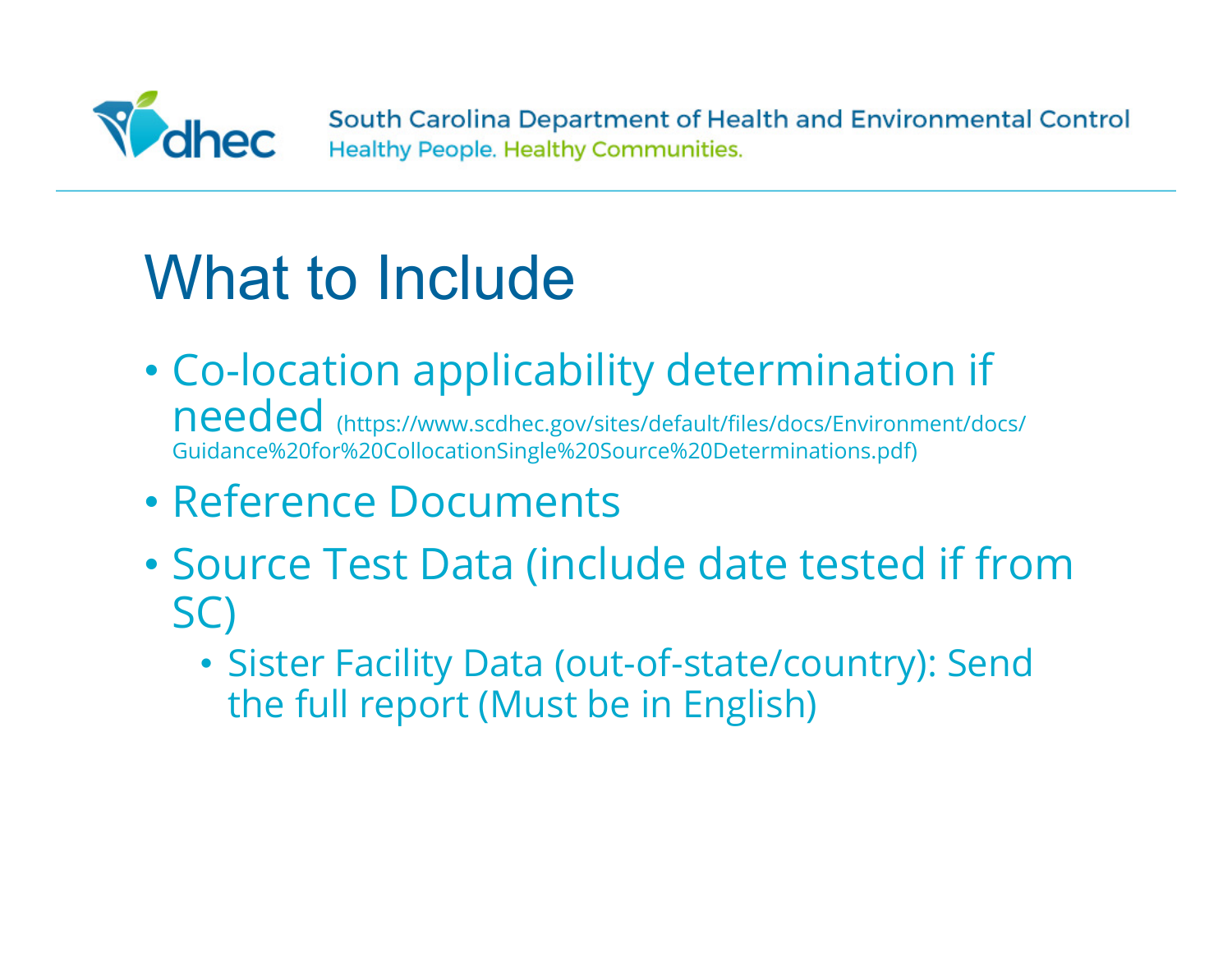# What to Include

- Co-location applicability determination if needed (https://www.scdhec.gov/sites/default/files/docs/Environment/docs/Guidance%20for%20CollocationSingle%20Source%20Determinations.pdf)
- Reference Documents
- Source Test Data (include date tested if from SC)
  - Sister Facility Data (out-of-state/country): Send the full report (Must be in English)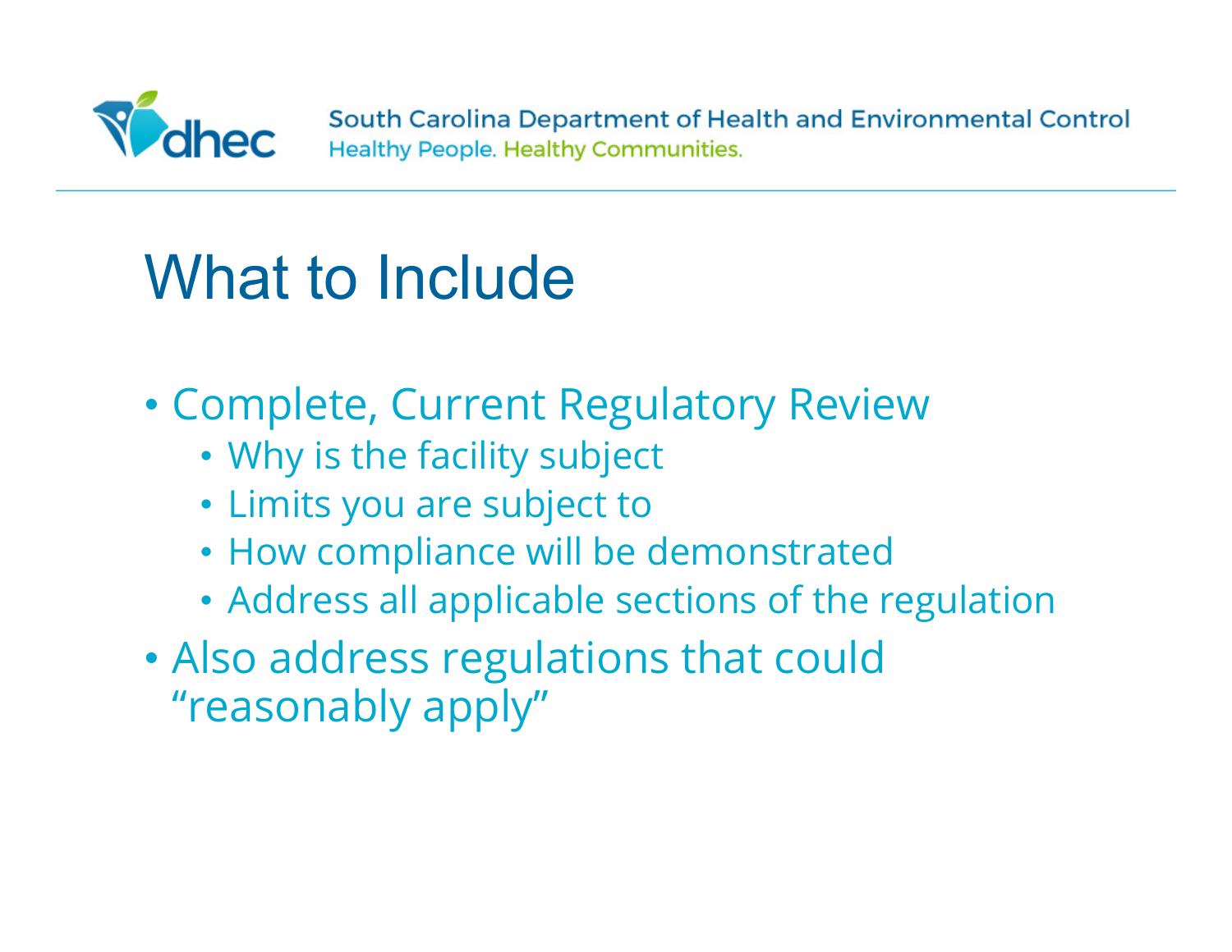# What to Include

- Complete, Current Regulatory Review
  - Why is the facility subject
  - Limits you are subject to
  - How compliance will be demonstrated
  - Address all applicable sections of the regulation
- Also address regulations that could "reasonably apply"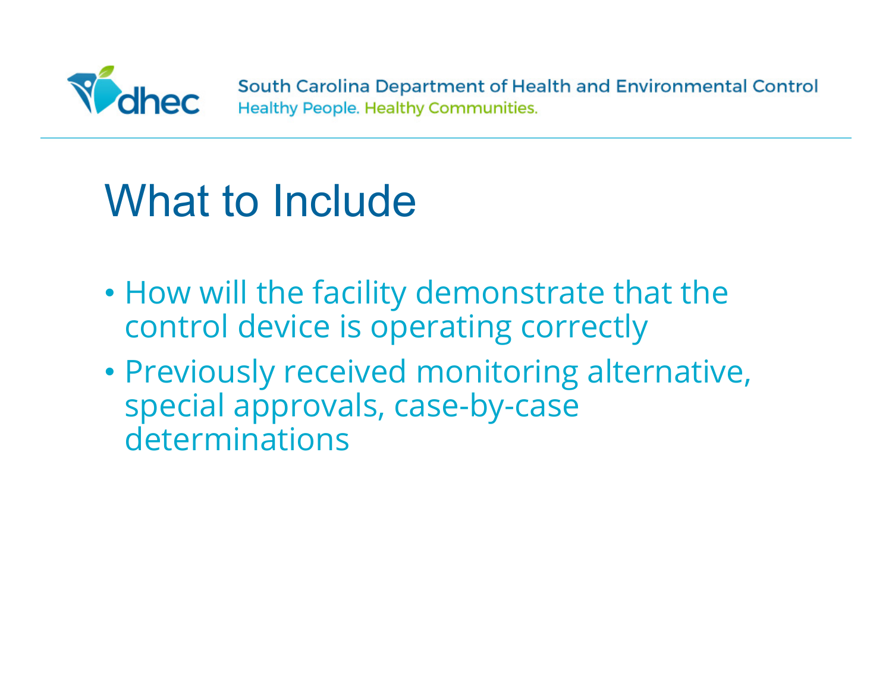# What to Include

- How will the facility demonstrate that the control device is operating correctly
- Previously received monitoring alternative, special approvals, case-by-case determinations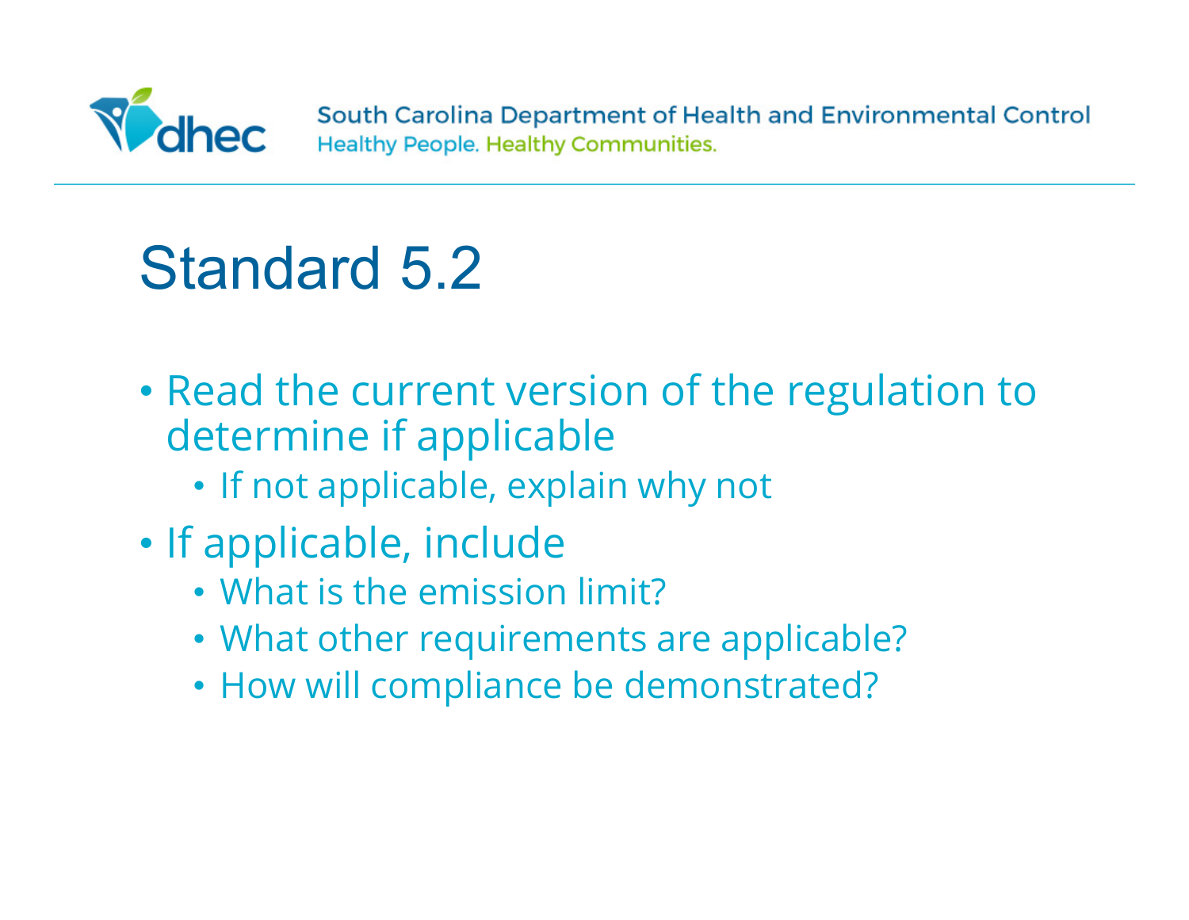# Standard 5.2

- Read the current version of the regulation to determine if applicable
  - If not applicable, explain why not
- If applicable, include
  - What is the emission limit?
  - What other requirements are applicable?
  - How will compliance be demonstrated?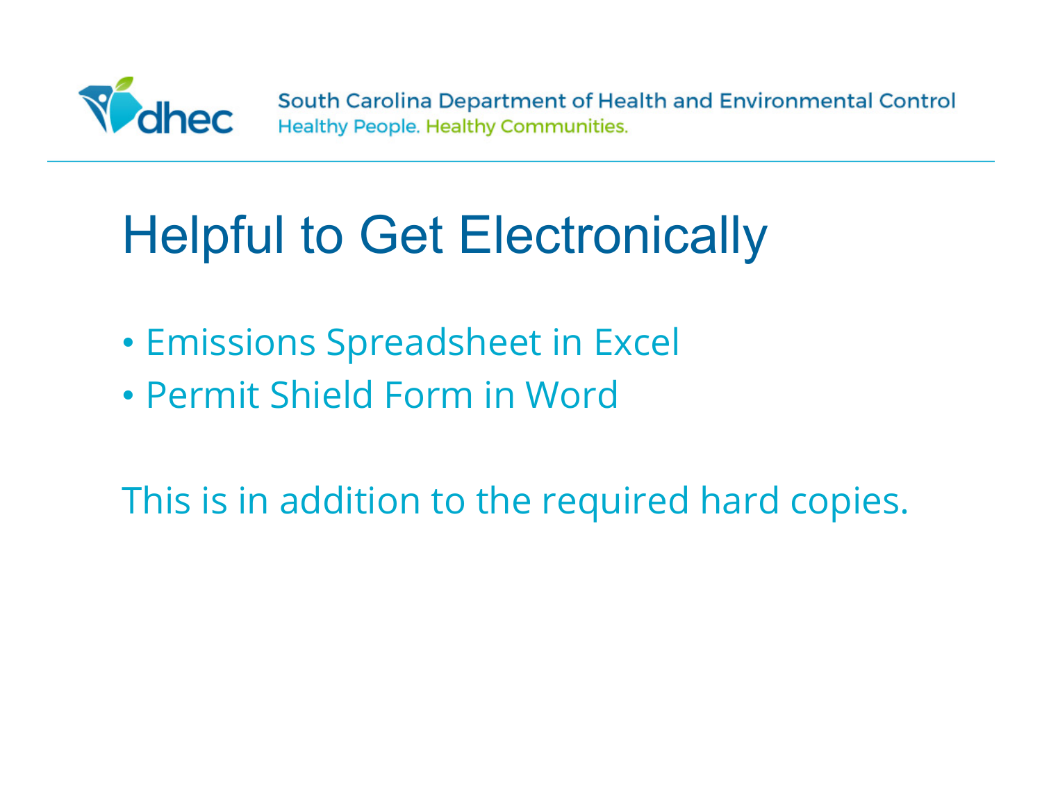# Helpful to Get Electronically

- Emissions Spreadsheet in Excel
- Permit Shield Form in Word

This is in addition to the required hard copies.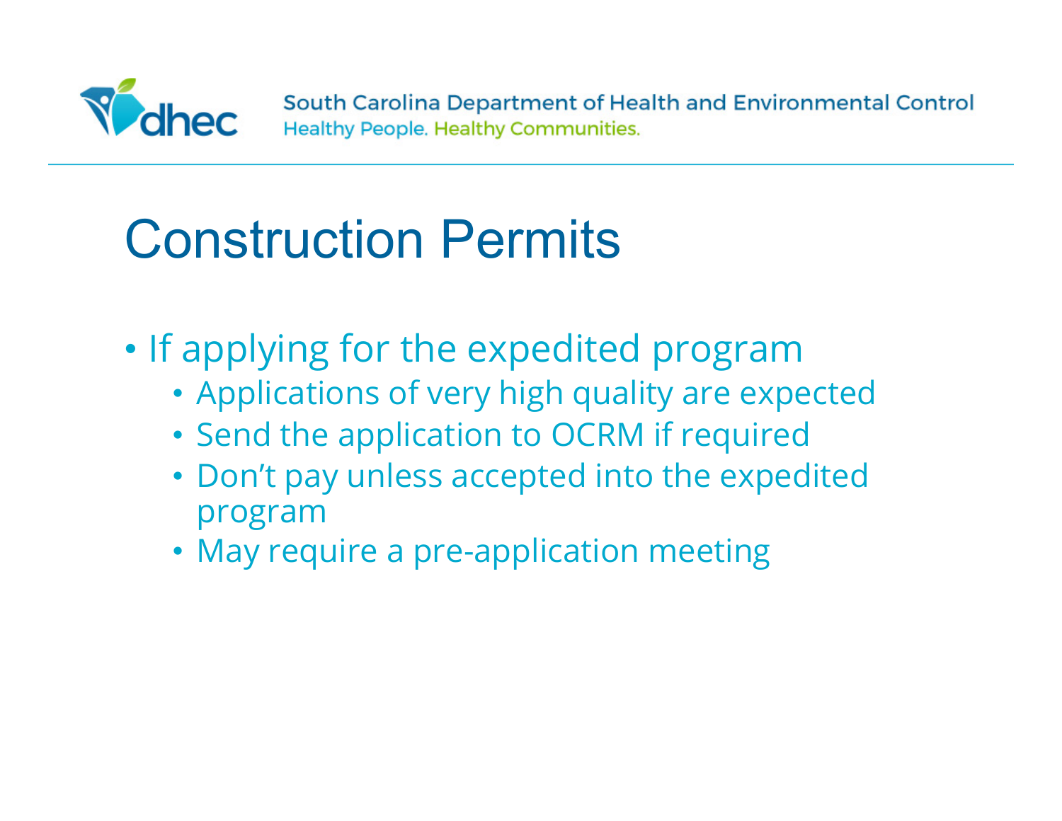# Construction Permits

- If applying for the expedited program
  - Applications of very high quality are expected
  - Send the application to OCRM if required
  - Don't pay unless accepted into the expedited program
  - May require a pre-application meeting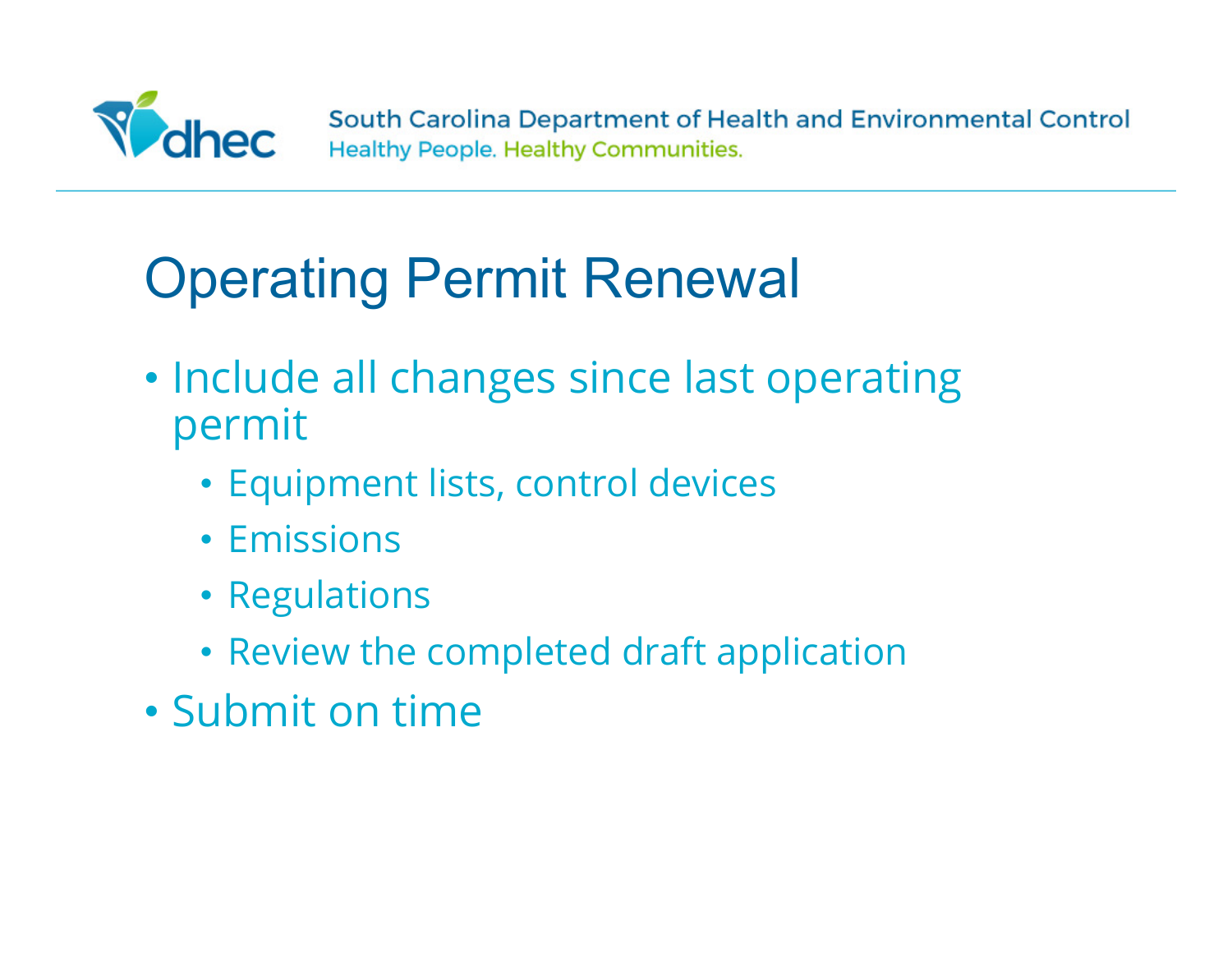# Operating Permit Renewal

- Include all changes since last operating permit
  - Equipment lists, control devices
  - Emissions
  - Regulations
  - Review the completed draft application
- Submit on time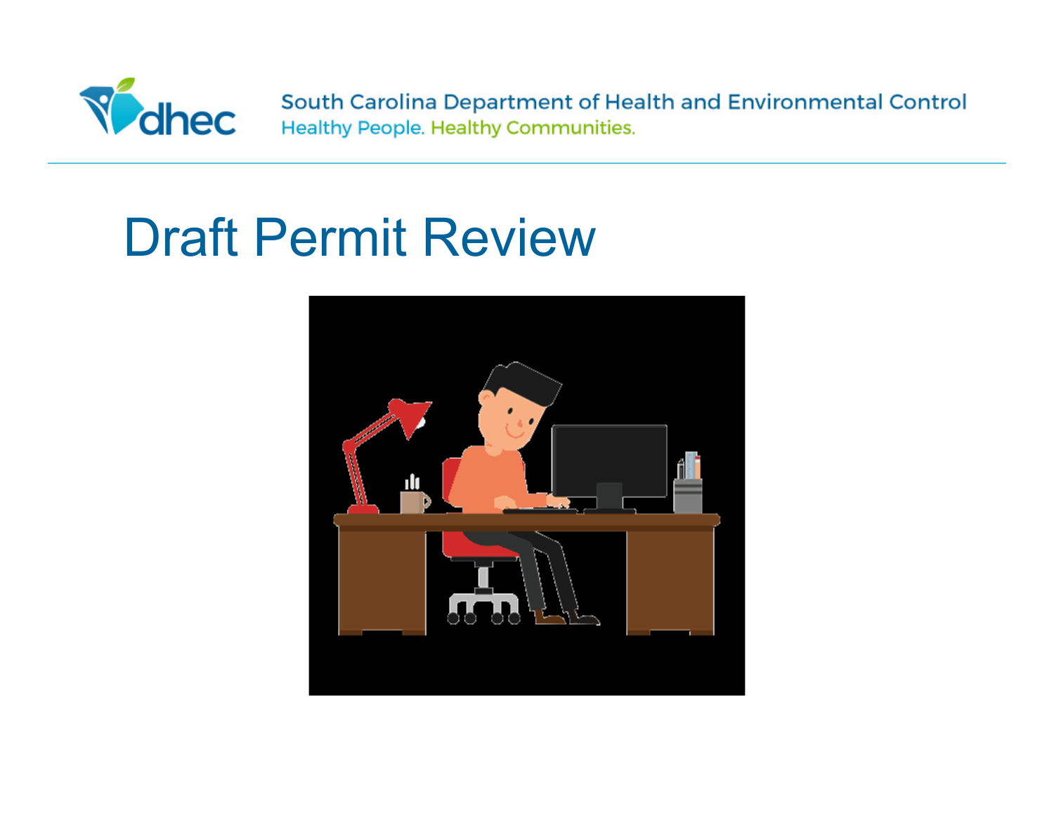# Draft Permit Review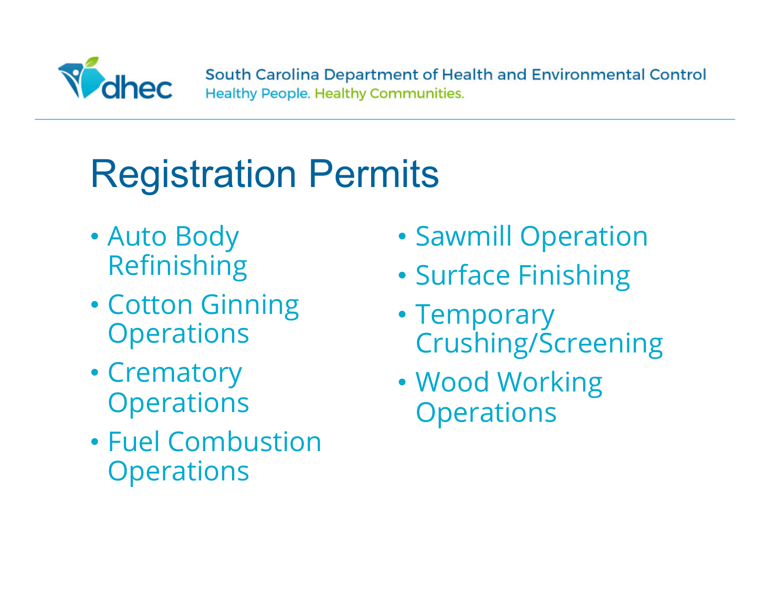# Registration Permits

- Auto Body Refinishing
- Cotton Ginning Operations
- Crematory Operations
- Fuel Combustion Operations
- Sawmill Operation
- Surface Finishing
- Temporary Crushing/Screening
- Wood Working Operations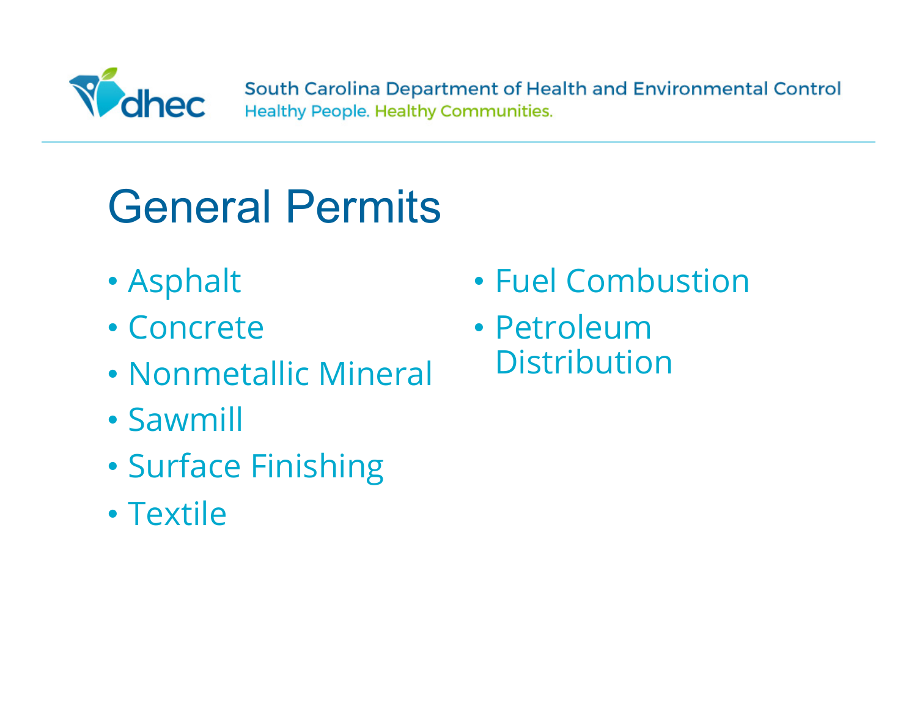# General Permits

- Asphalt
- Concrete
- Nonmetallic Mineral
- Sawmill
- Surface Finishing
- Textile
- Fuel Combustion
- Petroleum Distribution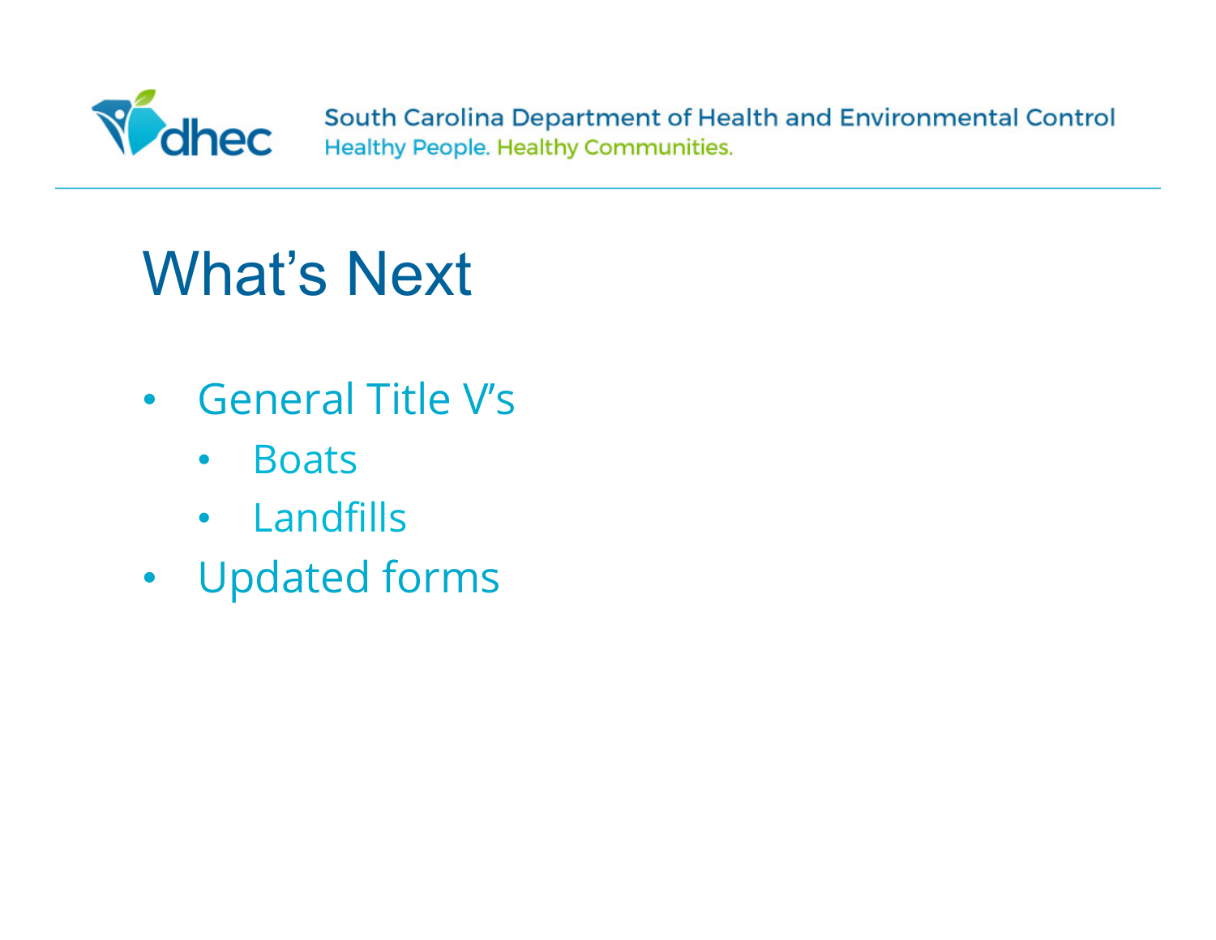# What's Next

- General Title V's
  - Boats
  - Landfills
- Updated forms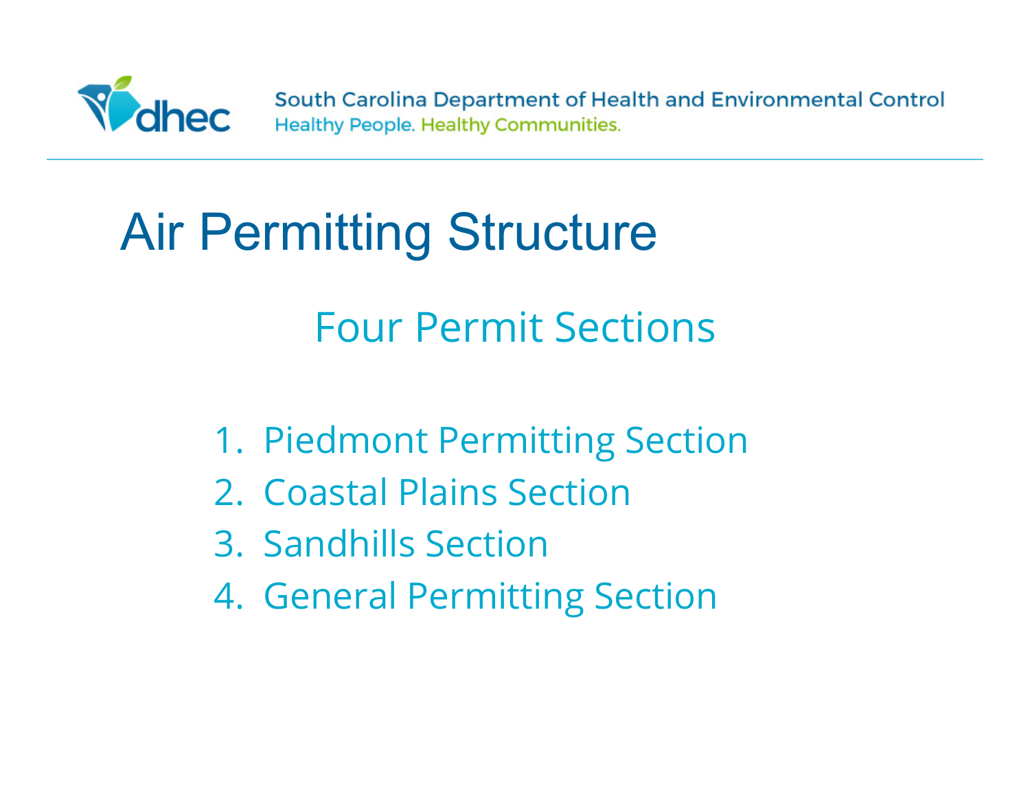# Air Permitting Structure

## Four Permit Sections

1. Piedmont Permitting Section
2. Coastal Plains Section
3. Sandhills Section
4. General Permitting Section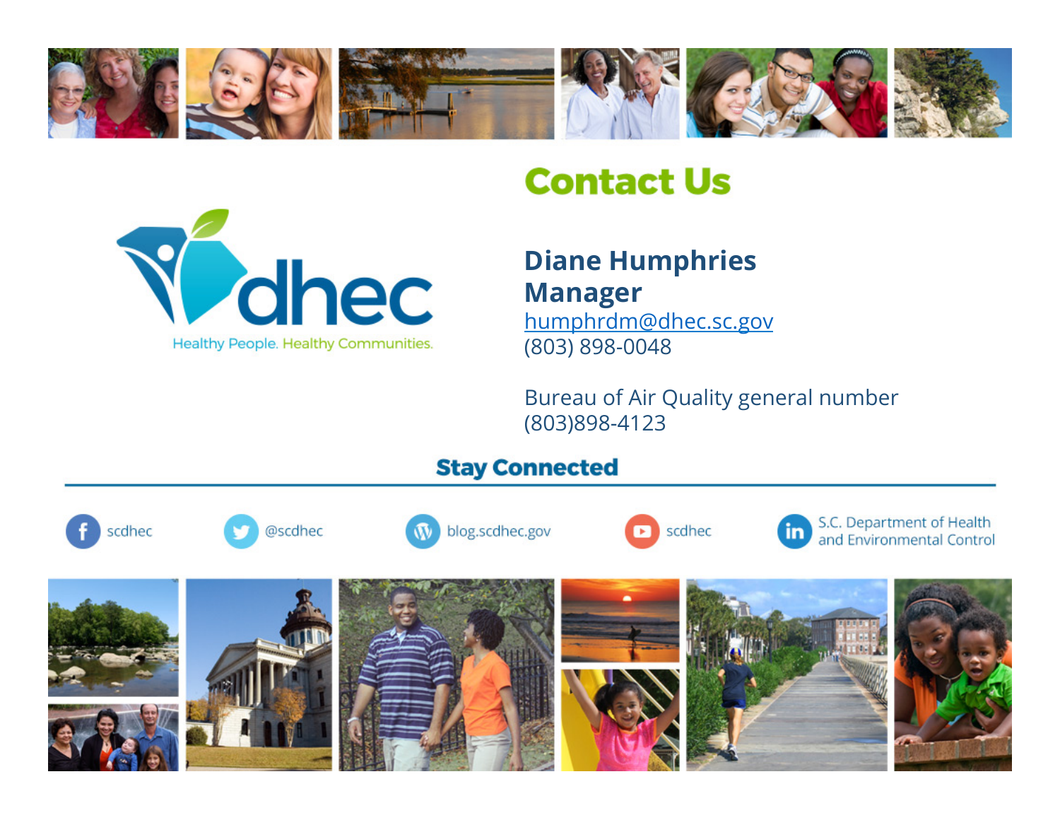## Contact Us

**Diane Humphries**
**Manager**
humphrdm@dhec.sc.gov
(803) 898-0048

Bureau of Air Quality general number
(803)898-4123

**Stay Connected**

scdhec

@scdhec

blog.scdhec.gov

scdhec

S.C. Department of Health and Environmental Control